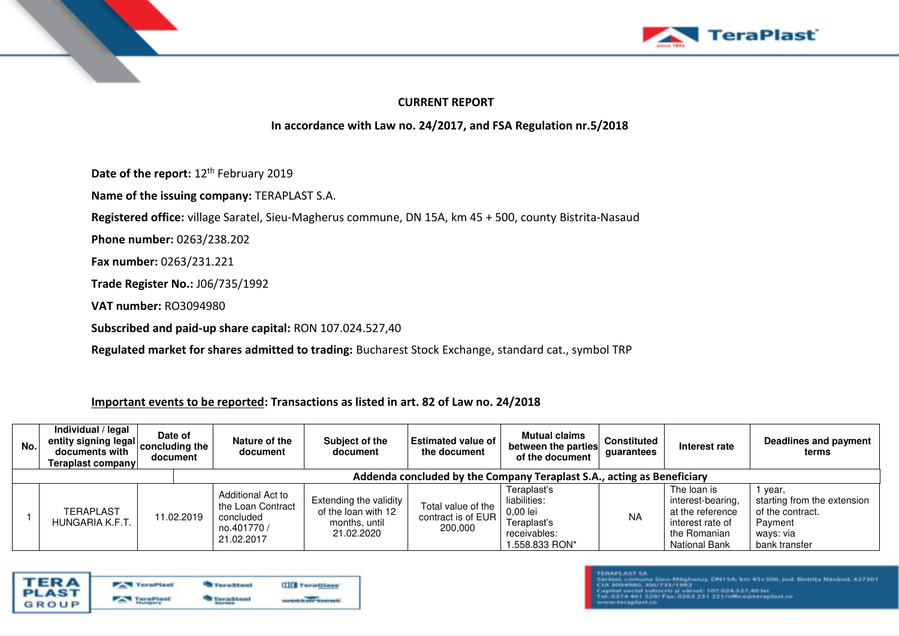**CURRENT REPORT**

**In accordance with Law no. 24/2017, and FSA Regulation nr.5/2018**

**Date of the report:** 12th February 2019

**Name of the issuing company:** TERAPLAST S.A.

**Registered office:** village Saratel, Sieu-Magherus commune, DN 15A, km 45 + 500, county Bistrita-Nasaud

**Phone number:** 0263/238.202

**Fax number:** 0263/231.221

**Trade Register No.:** J06/735/1992

**VAT number:** RO3094980

**Subscribed and paid-up share capital:** RON 107.024.527,40

**Regulated market for shares admitted to trading:** Bucharest Stock Exchange, standard cat., symbol TRP

**Important events to be reported: Transactions as listed in art. 82 of Law no. 24/2018**

| No. | Individual / legal entity signing legal documents with Teraplast company | Date of concluding the document | Nature of the document | Subject of the document | Estimated value of the document | Mutual claims between the parties of the document | Constituted guarantees | Interest rate | Deadlines and payment terms |
|---|---|---|---|---|---|---|---|---|---|
| | | **Addenda concluded by the Company Teraplast S.A., acting as Beneficiary** | | | | | | | |
| 1 | TERAPLAST HUNGARIA K.F.T. | 11.02.2019 | Additional Act to the Loan Contract concluded no.401770 / 21.02.2017 | Extending the validity of the loan with 12 months, until 21.02.2020 | Total value of the contract is of EUR 200,000 | Teraplast's liabilities: 0,00 lei Teraplast's receivables: 1.558.833 RON* | NA | The loan is interest-bearing, at the reference interest rate of the Romanian National Bank | 1 year, starting from the extension of the contract. Payment ways: via bank transfer |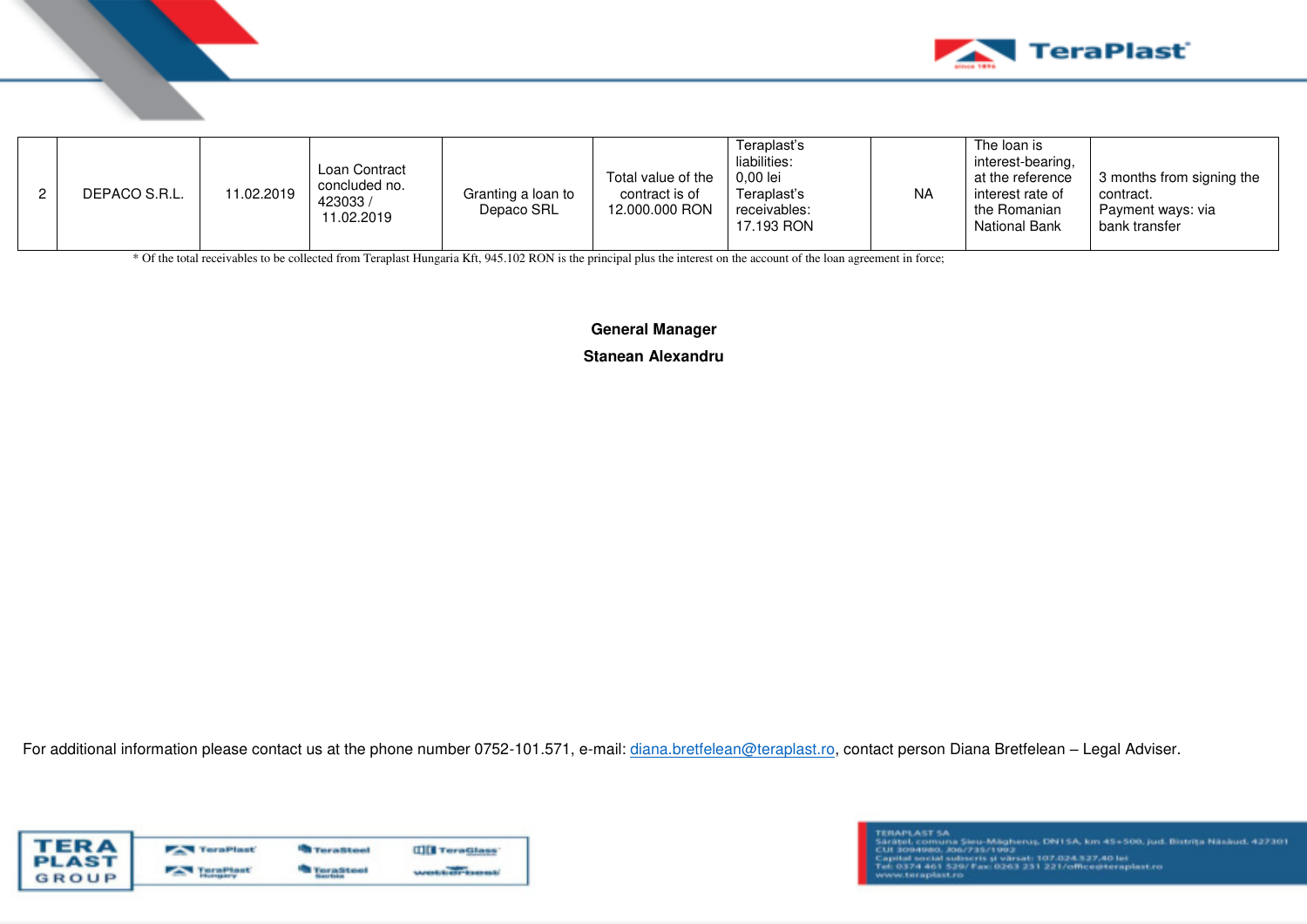| | | | | | | | | | |
|---|---|---|---|---|---|---|---|---|---|
| 2 | DEPACO S.R.L. | 11.02.2019 | Loan Contract concluded no. 423033 / 11.02.2019 | Granting a loan to Depaco SRL | Total value of the contract is of 12.000.000 RON | Teraplast's liabilities: 0,00 lei Teraplast's receivables: 17.193 RON | NA | The loan is interest-bearing, at the reference interest rate of the Romanian National Bank | 3 months from signing the contract. Payment ways: via bank transfer |

* Of the total receivables to be collected from Teraplast Hungaria Kft, 945.102 RON is the principal plus the interest on the account of the loan agreement in force;

**General Manager**

**Stanean Alexandru**

For additional information please contact us at the phone number 0752-101.571, e-mail: diana.bretfelean@teraplast.ro, contact person Diana Bretfelean – Legal Adviser.